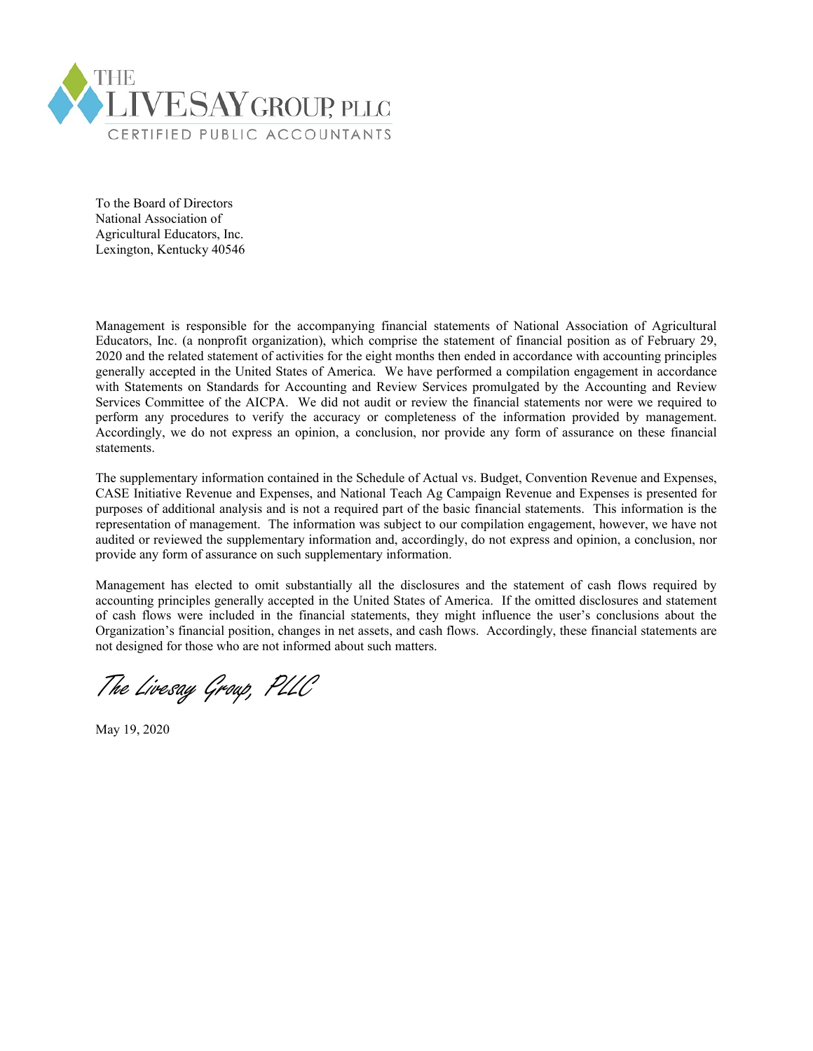THE LIVESAY GROUP, PLLC

CERTIFIED PUBLIC ACCOUNTANTS

To the Board of Directors
National Association of
Agricultural Educators, Inc.
Lexington, Kentucky 40546

Management is responsible for the accompanying financial statements of National Association of Agricultural Educators, Inc. (a nonprofit organization), which comprise the statement of financial position as of February 29, 2020 and the related statement of activities for the eight months then ended in accordance with accounting principles generally accepted in the United States of America. We have performed a compilation engagement in accordance with Statements on Standards for Accounting and Review Services promulgated by the Accounting and Review Services Committee of the AICPA. We did not audit or review the financial statements nor were we required to perform any procedures to verify the accuracy or completeness of the information provided by management. Accordingly, we do not express an opinion, a conclusion, nor provide any form of assurance on these financial statements.

The supplementary information contained in the Schedule of Actual vs. Budget, Convention Revenue and Expenses, CASE Initiative Revenue and Expenses, and National Teach Ag Campaign Revenue and Expenses is presented for purposes of additional analysis and is not a required part of the basic financial statements. This information is the representation of management. The information was subject to our compilation engagement, however, we have not audited or reviewed the supplementary information and, accordingly, do not express and opinion, a conclusion, nor provide any form of assurance on such supplementary information.

Management has elected to omit substantially all the disclosures and the statement of cash flows required by accounting principles generally accepted in the United States of America. If the omitted disclosures and statement of cash flows were included in the financial statements, they might influence the user's conclusions about the Organization's financial position, changes in net assets, and cash flows. Accordingly, these financial statements are not designed for those who are not informed about such matters.

*The Livesay Group, PLLC*

May 19, 2020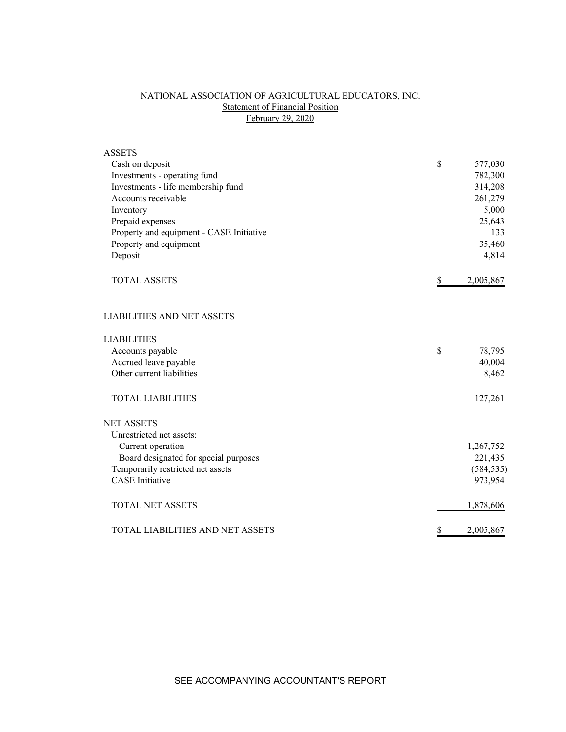# NATIONAL ASSOCIATION OF AGRICULTURAL EDUCATORS, INC.

## Statement of Financial Position

### February 29, 2020

| | |
|---|---|
| **ASSETS** | |
| Cash on deposit | $ 577,030 |
| Investments - operating fund | 782,300 |
| Investments - life membership fund | 314,208 |
| Accounts receivable | 261,279 |
| Inventory | 5,000 |
| Prepaid expenses | 25,643 |
| Property and equipment - CASE Initiative | 133 |
| Property and equipment | 35,460 |
| Deposit | 4,814 |
| TOTAL ASSETS | $ 2,005,867 |
| | |
| **LIABILITIES AND NET ASSETS** | |
| | |
| **LIABILITIES** | |
| Accounts payable | $ 78,795 |
| Accrued leave payable | 40,004 |
| Other current liabilities | 8,462 |
| TOTAL LIABILITIES | 127,261 |
| | |
| **NET ASSETS** | |
| Unrestricted net assets: | |
| Current operation | 1,267,752 |
| Board designated for special purposes | 221,435 |
| Temporarily restricted net assets | (584,535) |
| CASE Initiative | 973,954 |
| TOTAL NET ASSETS | 1,878,606 |
| | |
| TOTAL LIABILITIES AND NET ASSETS | $ 2,005,867 |

SEE ACCOMPANYING ACCOUNTANT'S REPORT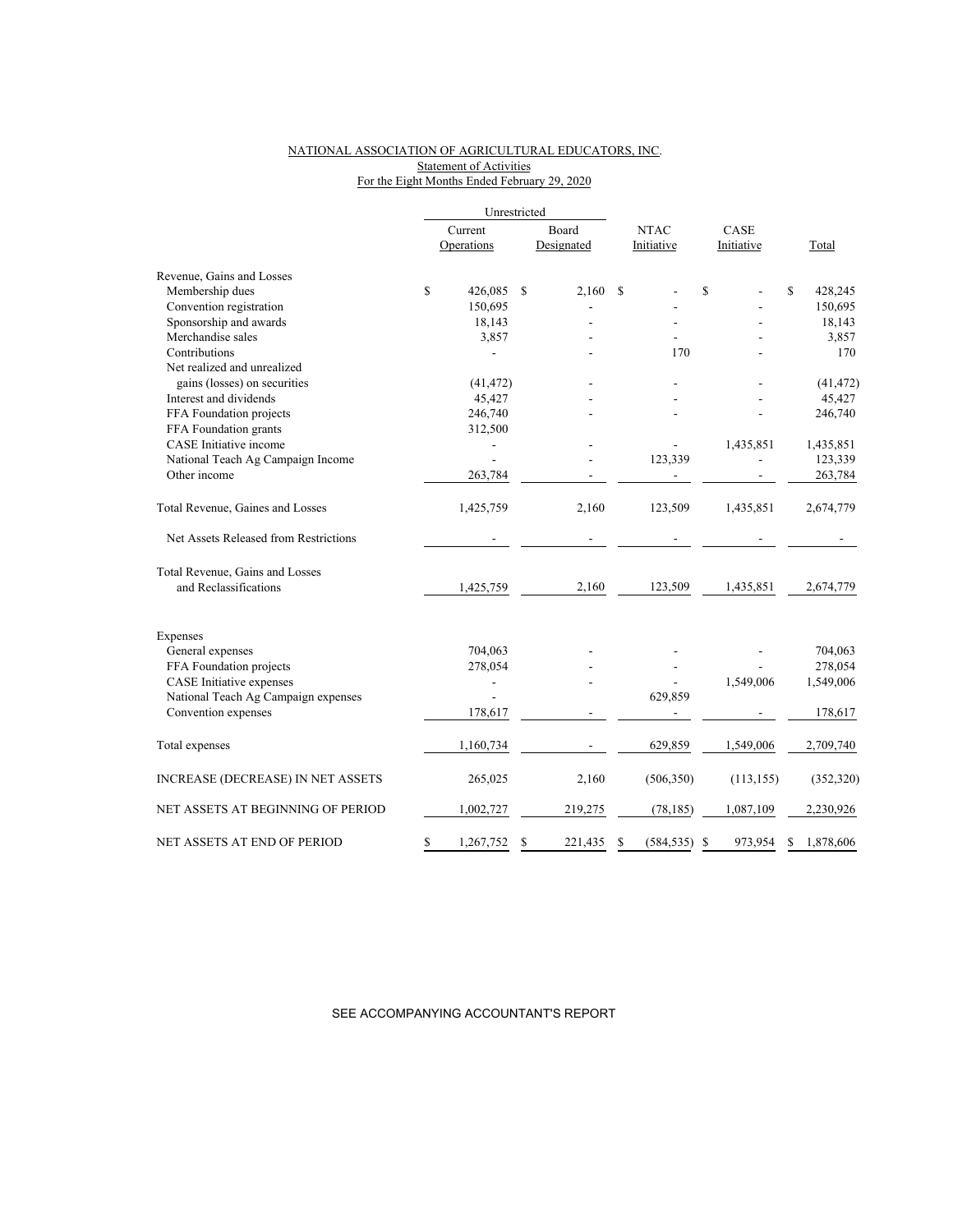NATIONAL ASSOCIATION OF AGRICULTURAL EDUCATORS, INC.
Statement of Activities
For the Eight Months Ended February 29, 2020

| | Unrestricted | | | | |
|---|---|---|---|---|---|
| | Current Operations | Board Designated | NTAC Initiative | CASE Initiative | Total |
| Revenue, Gains and Losses | | | | | |
| Membership dues | $ 426,085 | $ 2,160 | $ - | $ - | $ 428,245 |
| Convention registration | 150,695 | - | - | - | 150,695 |
| Sponsorship and awards | 18,143 | - | - | - | 18,143 |
| Merchandise sales | 3,857 | - | - | - | 3,857 |
| Contributions | - | - | 170 | - | 170 |
| Net realized and unrealized gains (losses) on securities | (41,472) | - | - | - | (41,472) |
| Interest and dividends | 45,427 | - | - | - | 45,427 |
| FFA Foundation projects | 246,740 | - | - | - | 246,740 |
| FFA Foundation grants | 312,500 | | | | |
| CASE Initiative income | - | - | - | 1,435,851 | 1,435,851 |
| National Teach Ag Campaign Income | - | - | 123,339 | - | 123,339 |
| Other income | 263,784 | - | - | - | 263,784 |
| Total Revenue, Gaines and Losses | 1,425,759 | 2,160 | 123,509 | 1,435,851 | 2,674,779 |
| Net Assets Released from Restrictions | - | - | - | - | - |
| Total Revenue, Gains and Losses and Reclassifications | 1,425,759 | 2,160 | 123,509 | 1,435,851 | 2,674,779 |
| Expenses | | | | | |
| General expenses | 704,063 | - | - | - | 704,063 |
| FFA Foundation projects | 278,054 | - | - | - | 278,054 |
| CASE Initiative expenses | - | - | - | 1,549,006 | 1,549,006 |
| National Teach Ag Campaign expenses | - | | 629,859 | | |
| Convention expenses | 178,617 | - | - | - | 178,617 |
| Total expenses | 1,160,734 | - | 629,859 | 1,549,006 | 2,709,740 |
| INCREASE (DECREASE) IN NET ASSETS | 265,025 | 2,160 | (506,350) | (113,155) | (352,320) |
| NET ASSETS AT BEGINNING OF PERIOD | 1,002,727 | 219,275 | (78,185) | 1,087,109 | 2,230,926 |
| NET ASSETS AT END OF PERIOD | $ 1,267,752 | $ 221,435 | $ (584,535) | $ 973,954 | $ 1,878,606 |

SEE ACCOMPANYING ACCOUNTANT'S REPORT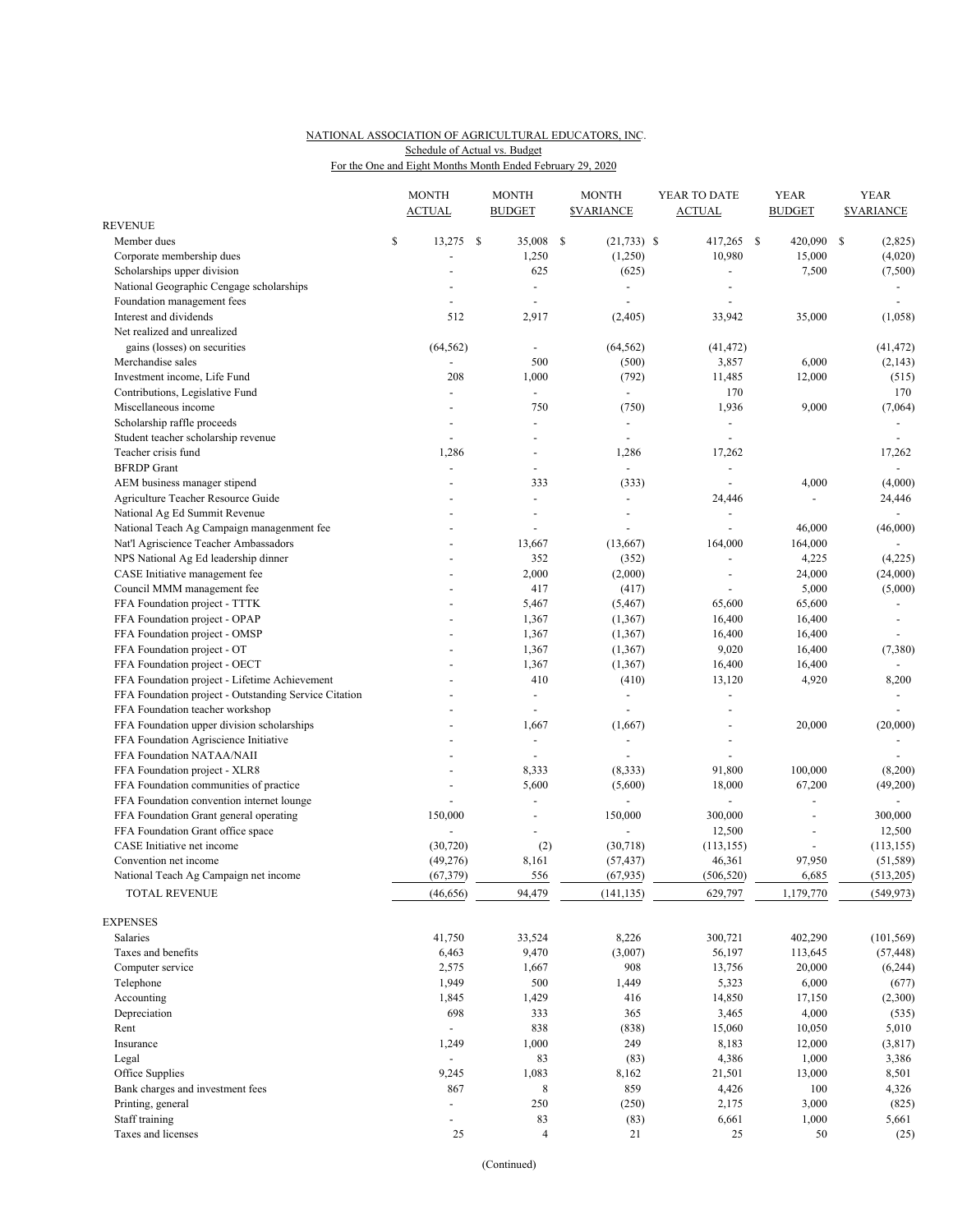NATIONAL ASSOCIATION OF AGRICULTURAL EDUCATORS, INC.

Schedule of Actual vs. Budget

For the One and Eight Months Month Ended February 29, 2020

| | MONTH ACTUAL | MONTH BUDGET | MONTH $VARIANCE | YEAR TO DATE ACTUAL | YEAR BUDGET | YEAR $VARIANCE |
|---|---|---|---|---|---|---|
| REVENUE | | | | | | |
| Member dues | $ 13,275 | $ 35,008 | $ (21,733) | $ 417,265 | $ 420,090 | $ (2,825) |
| Corporate membership dues | - | 1,250 | (1,250) | 10,980 | 15,000 | (4,020) |
| Scholarships upper division | - | 625 | (625) | - | 7,500 | (7,500) |
| National Geographic Cengage scholarships | - | - | - | - | | - |
| Foundation management fees | - | - | - | - | | - |
| Interest and dividends | 512 | 2,917 | (2,405) | 33,942 | 35,000 | (1,058) |
| Net realized and unrealized gains (losses) on securities | (64,562) | - | (64,562) | (41,472) | | (41,472) |
| Merchandise sales | - | 500 | (500) | 3,857 | 6,000 | (2,143) |
| Investment income, Life Fund | 208 | 1,000 | (792) | 11,485 | 12,000 | (515) |
| Contributions, Legislative Fund | - | - | - | 170 | | 170 |
| Miscellaneous income | - | 750 | (750) | 1,936 | 9,000 | (7,064) |
| Scholarship raffle proceeds | - | - | - | - | | - |
| Student teacher scholarship revenue | - | - | - | - | | - |
| Teacher crisis fund | 1,286 | - | 1,286 | 17,262 | | 17,262 |
| BFRDP Grant | - | - | - | - | | - |
| AEM business manager stipend | - | 333 | (333) | - | 4,000 | (4,000) |
| Agriculture Teacher Resource Guide | - | - | - | 24,446 | - | 24,446 |
| National Ag Ed Summit Revenue | - | - | - | - | | - |
| National Teach Ag Campaign managenment fee | - | - | - | - | 46,000 | (46,000) |
| Nat'l Agriscience Teacher Ambassadors | - | 13,667 | (13,667) | 164,000 | 164,000 | - |
| NPS National Ag Ed leadership dinner | - | 352 | (352) | - | 4,225 | (4,225) |
| CASE Initiative management fee | - | 2,000 | (2,000) | - | 24,000 | (24,000) |
| Council MMM management fee | - | 417 | (417) | - | 5,000 | (5,000) |
| FFA Foundation project - TTTK | - | 5,467 | (5,467) | 65,600 | 65,600 | - |
| FFA Foundation project - OPAP | - | 1,367 | (1,367) | 16,400 | 16,400 | - |
| FFA Foundation project - OMSP | - | 1,367 | (1,367) | 16,400 | 16,400 | - |
| FFA Foundation project - OT | - | 1,367 | (1,367) | 9,020 | 16,400 | (7,380) |
| FFA Foundation project - OECT | - | 1,367 | (1,367) | 16,400 | 16,400 | - |
| FFA Foundation project - Lifetime Achievement | - | 410 | (410) | 13,120 | 4,920 | 8,200 |
| FFA Foundation project - Outstanding Service Citation | - | - | - | - | | - |
| FFA Foundation teacher workshop | - | - | - | - | | - |
| FFA Foundation upper division scholarships | - | 1,667 | (1,667) | - | 20,000 | (20,000) |
| FFA Foundation Agriscience Initiative | - | - | - | - | | - |
| FFA Foundation NATAA/NAII | - | - | - | - | | - |
| FFA Foundation project - XLR8 | - | 8,333 | (8,333) | 91,800 | 100,000 | (8,200) |
| FFA Foundation communities of practice | - | 5,600 | (5,600) | 18,000 | 67,200 | (49,200) |
| FFA Foundation convention internet lounge | - | - | - | - | - | - |
| FFA Foundation Grant general operating | 150,000 | - | 150,000 | 300,000 | - | 300,000 |
| FFA Foundation Grant office space | - | - | - | 12,500 | - | 12,500 |
| CASE Initiative net income | (30,720) | (2) | (30,718) | (113,155) | - | (113,155) |
| Convention net income | (49,276) | 8,161 | (57,437) | 46,361 | 97,950 | (51,589) |
| National Teach Ag Campaign net income | (67,379) | 556 | (67,935) | (506,520) | 6,685 | (513,205) |
| TOTAL REVENUE | (46,656) | 94,479 | (141,135) | 629,797 | 1,179,770 | (549,973) |
| EXPENSES | | | | | | |
| Salaries | 41,750 | 33,524 | 8,226 | 300,721 | 402,290 | (101,569) |
| Taxes and benefits | 6,463 | 9,470 | (3,007) | 56,197 | 113,645 | (57,448) |
| Computer service | 2,575 | 1,667 | 908 | 13,756 | 20,000 | (6,244) |
| Telephone | 1,949 | 500 | 1,449 | 5,323 | 6,000 | (677) |
| Accounting | 1,845 | 1,429 | 416 | 14,850 | 17,150 | (2,300) |
| Depreciation | 698 | 333 | 365 | 3,465 | 4,000 | (535) |
| Rent | - | 838 | (838) | 15,060 | 10,050 | 5,010 |
| Insurance | 1,249 | 1,000 | 249 | 8,183 | 12,000 | (3,817) |
| Legal | - | 83 | (83) | 4,386 | 1,000 | 3,386 |
| Office Supplies | 9,245 | 1,083 | 8,162 | 21,501 | 13,000 | 8,501 |
| Bank charges and investment fees | 867 | 8 | 859 | 4,426 | 100 | 4,326 |
| Printing, general | - | 250 | (250) | 2,175 | 3,000 | (825) |
| Staff training | - | 83 | (83) | 6,661 | 1,000 | 5,661 |
| Taxes and licenses | 25 | 4 | 21 | 25 | 50 | (25) |

(Continued)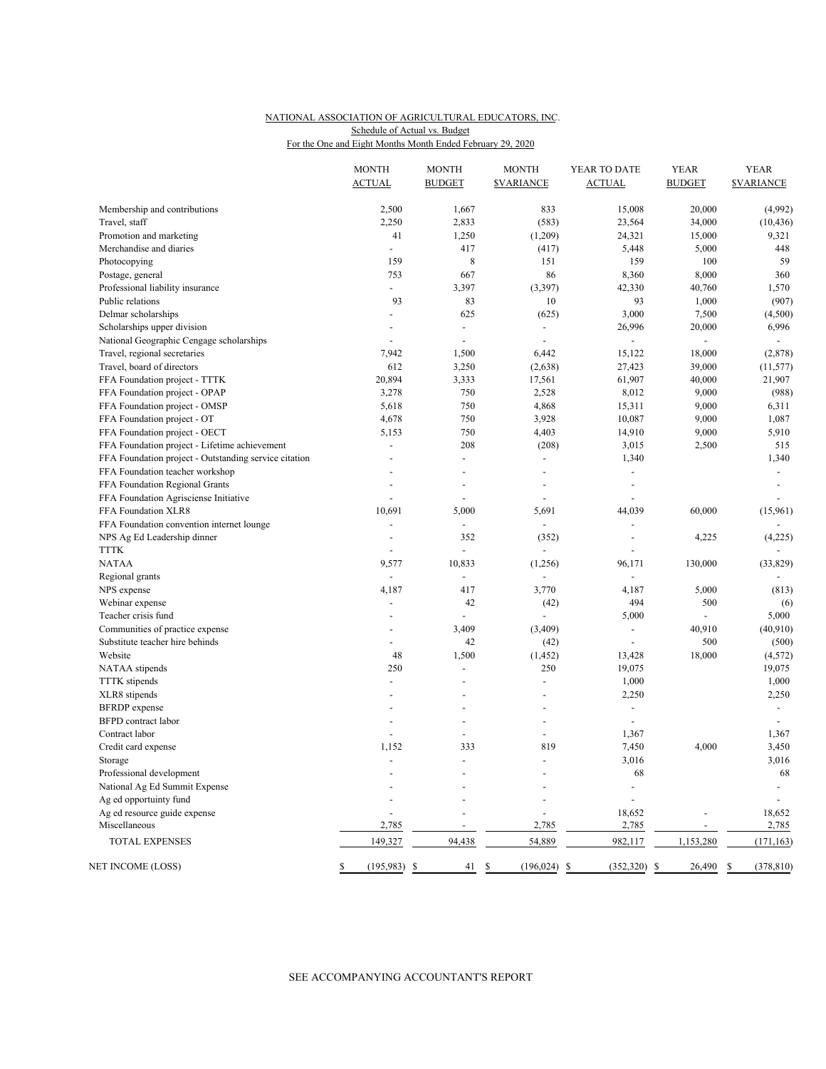NATIONAL ASSOCIATION OF AGRICULTURAL EDUCATORS, INC.

Schedule of Actual vs. Budget

For the One and Eight Months Month Ended February 29, 2020

| | MONTH ACTUAL | MONTH BUDGET | MONTH $VARIANCE | YEAR TO DATE ACTUAL | YEAR BUDGET | YEAR $VARIANCE |
|---|---|---|---|---|---|---|
| Membership and contributions | 2,500 | 1,667 | 833 | 15,008 | 20,000 | (4,992) |
| Travel, staff | 2,250 | 2,833 | (583) | 23,564 | 34,000 | (10,436) |
| Promotion and marketing | 41 | 1,250 | (1,209) | 24,321 | 15,000 | 9,321 |
| Merchandise and diaries | - | 417 | (417) | 5,448 | 5,000 | 448 |
| Photocopying | 159 | 8 | 151 | 159 | 100 | 59 |
| Postage, general | 753 | 667 | 86 | 8,360 | 8,000 | 360 |
| Professional liability insurance | - | 3,397 | (3,397) | 42,330 | 40,760 | 1,570 |
| Public relations | 93 | 83 | 10 | 93 | 1,000 | (907) |
| Delmar scholarships | - | 625 | (625) | 3,000 | 7,500 | (4,500) |
| Scholarships upper division | - | - | - | 26,996 | 20,000 | 6,996 |
| National Geographic Cengage scholarships | - | - | - | - | - | - |
| Travel, regional secretaries | 7,942 | 1,500 | 6,442 | 15,122 | 18,000 | (2,878) |
| Travel, board of directors | 612 | 3,250 | (2,638) | 27,423 | 39,000 | (11,577) |
| FFA Foundation project - TTTK | 20,894 | 3,333 | 17,561 | 61,907 | 40,000 | 21,907 |
| FFA Foundation project - OPAP | 3,278 | 750 | 2,528 | 8,012 | 9,000 | (988) |
| FFA Foundation project - OMSP | 5,618 | 750 | 4,868 | 15,311 | 9,000 | 6,311 |
| FFA Foundation project - OT | 4,678 | 750 | 3,928 | 10,087 | 9,000 | 1,087 |
| FFA Foundation project - OECT | 5,153 | 750 | 4,403 | 14,910 | 9,000 | 5,910 |
| FFA Foundation project - Lifetime achievement | - | 208 | (208) | 3,015 | 2,500 | 515 |
| FFA Foundation project - Outstanding service citation | - | - | - | 1,340 | | 1,340 |
| FFA Foundation teacher workshop | - | - | - | - | | - |
| FFA Foundation Regional Grants | - | - | - | - | | - |
| FFA Foundation Agrisciense Initiative | - | - | - | - | | - |
| FFA Foundation XLR8 | 10,691 | 5,000 | 5,691 | 44,039 | 60,000 | (15,961) |
| FFA Foundation convention internet lounge | - | - | - | - | | - |
| NPS Ag Ed Leadership dinner | - | 352 | (352) | - | 4,225 | (4,225) |
| TTTK | - | - | - | - | | - |
| NATAA | 9,577 | 10,833 | (1,256) | 96,171 | 130,000 | (33,829) |
| Regional grants | - | - | - | - | | - |
| NPS expense | 4,187 | 417 | 3,770 | 4,187 | 5,000 | (813) |
| Webinar expense | - | 42 | (42) | 494 | 500 | (6) |
| Teacher crisis fund | - | - | - | 5,000 | - | 5,000 |
| Communities of practice expense | - | 3,409 | (3,409) | - | 40,910 | (40,910) |
| Substitute teacher hire behinds | - | 42 | (42) | - | 500 | (500) |
| Website | 48 | 1,500 | (1,452) | 13,428 | 18,000 | (4,572) |
| NATAA stipends | 250 | - | 250 | 19,075 | | 19,075 |
| TTTK stipends | - | - | - | 1,000 | | 1,000 |
| XLR8 stipends | - | - | - | 2,250 | | 2,250 |
| BFRDP expense | - | - | - | - | | - |
| BFPD contract labor | - | - | - | - | | - |
| Contract labor | - | - | - | 1,367 | | 1,367 |
| Credit card expense | 1,152 | 333 | 819 | 7,450 | 4,000 | 3,450 |
| Storage | - | - | - | 3,016 | | 3,016 |
| Professional development | - | - | - | 68 | | 68 |
| National Ag Ed Summit Expense | - | - | - | - | | - |
| Ag ed opportuinty fund | - | - | - | - | | - |
| Ag ed resource guide expense | - | - | - | 18,652 | - | 18,652 |
| Miscellaneous | 2,785 | - | 2,785 | 2,785 | - | 2,785 |
| TOTAL EXPENSES | 149,327 | 94,438 | 54,889 | 982,117 | 1,153,280 | (171,163) |
| NET INCOME (LOSS) | $ (195,983) | $ 41 | $ (196,024) | $ (352,320) | $ 26,490 | $ (378,810) |

SEE ACCOMPANYING ACCOUNTANT'S REPORT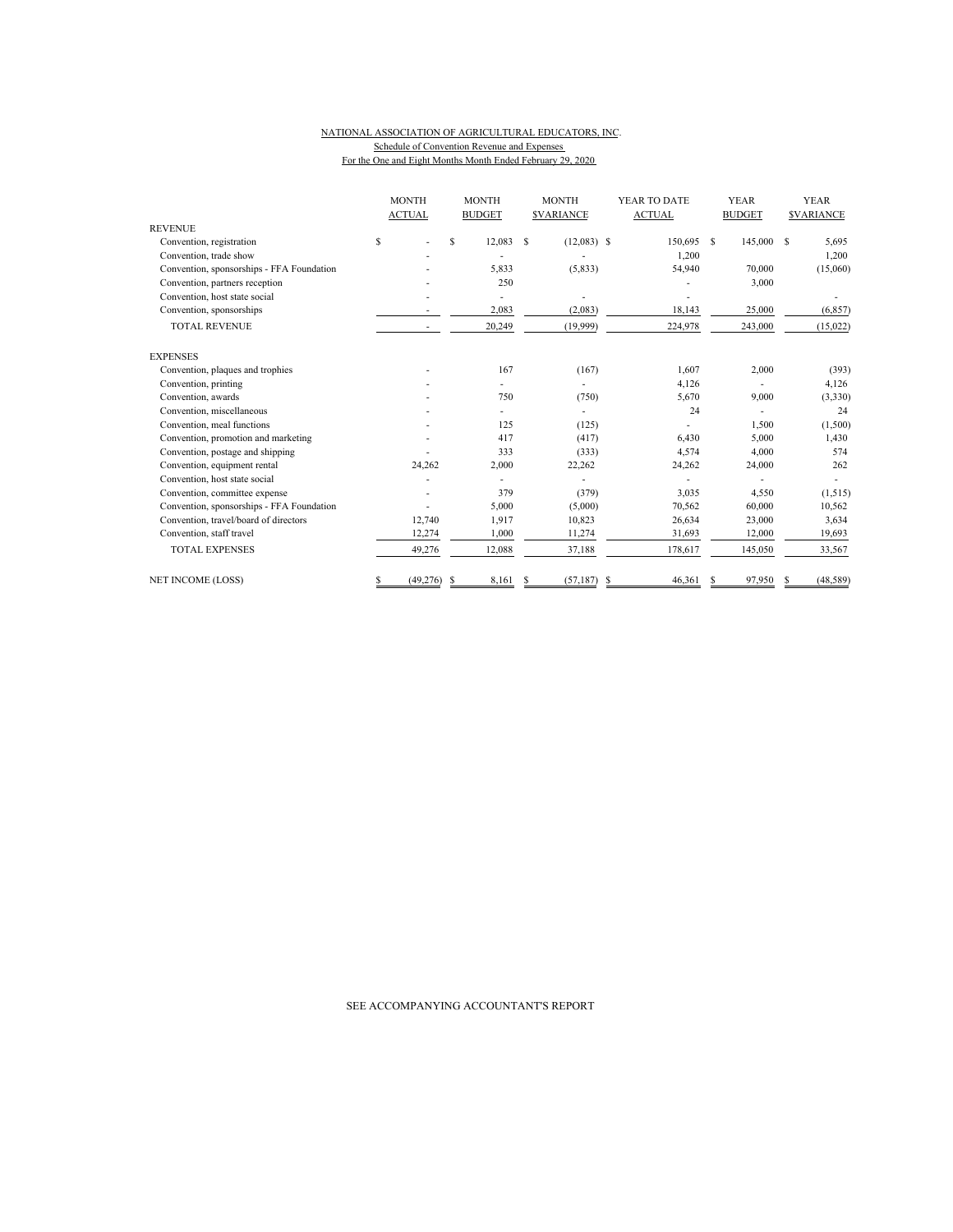NATIONAL ASSOCIATION OF AGRICULTURAL EDUCATORS, INC.

Schedule of Convention Revenue and Expenses

For the One and Eight Months Month Ended February 29, 2020

| | MONTH ACTUAL | MONTH BUDGET | MONTH $VARIANCE | YEAR TO DATE ACTUAL | YEAR BUDGET | YEAR $VARIANCE |
|---|---|---|---|---|---|---|
| REVENUE | | | | | | |
| Convention, registration | $ - | $ 12,083 | $ (12,083) | $ 150,695 | $ 145,000 | $ 5,695 |
| Convention, trade show | - | - | - | 1,200 | | 1,200 |
| Convention, sponsorships - FFA Foundation | - | 5,833 | (5,833) | 54,940 | 70,000 | (15,060) |
| Convention, partners reception | - | 250 | | - | 3,000 | |
| Convention, host state social | - | - | - | - | | - |
| Convention, sponsorships | - | 2,083 | (2,083) | 18,143 | 25,000 | (6,857) |
| TOTAL REVENUE | - | 20,249 | (19,999) | 224,978 | 243,000 | (15,022) |
| EXPENSES | | | | | | |
| Convention, plaques and trophies | - | 167 | (167) | 1,607 | 2,000 | (393) |
| Convention, printing | - | - | - | 4,126 | - | 4,126 |
| Convention, awards | - | 750 | (750) | 5,670 | 9,000 | (3,330) |
| Convention, miscellaneous | - | - | - | 24 | - | 24 |
| Convention, meal functions | - | 125 | (125) | - | 1,500 | (1,500) |
| Convention, promotion and marketing | - | 417 | (417) | 6,430 | 5,000 | 1,430 |
| Convention, postage and shipping | - | 333 | (333) | 4,574 | 4,000 | 574 |
| Convention, equipment rental | 24,262 | 2,000 | 22,262 | 24,262 | 24,000 | 262 |
| Convention, host state social | - | - | - | - | - | - |
| Convention, committee expense | - | 379 | (379) | 3,035 | 4,550 | (1,515) |
| Convention, sponsorships - FFA Foundation | - | 5,000 | (5,000) | 70,562 | 60,000 | 10,562 |
| Convention, travel/board of directors | 12,740 | 1,917 | 10,823 | 26,634 | 23,000 | 3,634 |
| Convention, staff travel | 12,274 | 1,000 | 11,274 | 31,693 | 12,000 | 19,693 |
| TOTAL EXPENSES | 49,276 | 12,088 | 37,188 | 178,617 | 145,050 | 33,567 |
| NET INCOME (LOSS) | $ (49,276) | $ 8,161 | $ (57,187) | $ 46,361 | $ 97,950 | $ (48,589) |

SEE ACCOMPANYING ACCOUNTANT'S REPORT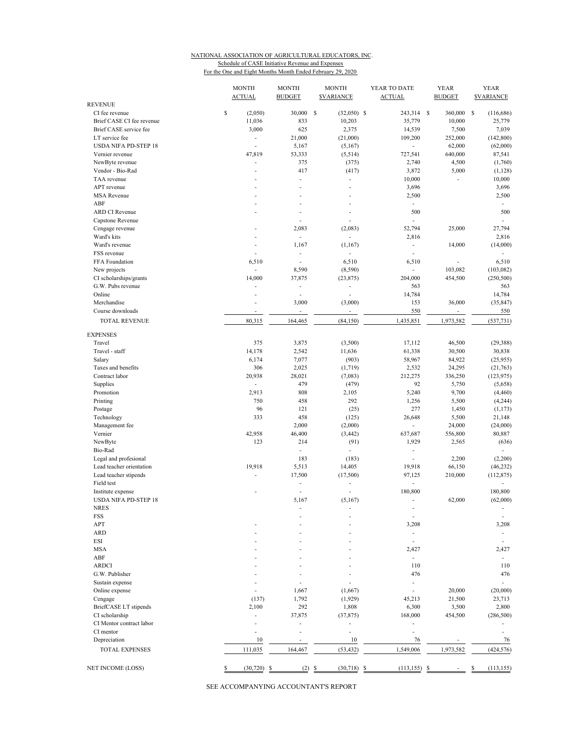NATIONAL ASSOCIATION OF AGRICULTURAL EDUCATORS, INC.
Schedule of CASE Initiative Revenue and Expenses
For the One and Eight Months Month Ended February 29, 2020

| | MONTH ACTUAL | MONTH BUDGET | MONTH $VARIANCE | YEAR TO DATE ACTUAL | YEAR BUDGET | YEAR $VARIANCE |
|---|---|---|---|---|---|---|
| REVENUE | | | | | | |
| CI fee revenue | $ (2,050) | 30,000 | $ (32,050) | $ 243,314 | $ 360,000 | $ (116,686) |
| Brief CASE CI fee revenue | 11,036 | 833 | 10,203 | 35,779 | 10,000 | 25,779 |
| Brief CASE service fee | 3,000 | 625 | 2,375 | 14,539 | 7,500 | 7,039 |
| LT service fee | - | 21,000 | (21,000) | 109,200 | 252,000 | (142,800) |
| USDA NIFA PD-STEP 18 | - | 5,167 | (5,167) | - | 62,000 | (62,000) |
| Vernier revenue | 47,819 | 53,333 | (5,514) | 727,541 | 640,000 | 87,541 |
| NewByte revenue | - | 375 | (375) | 2,740 | 4,500 | (1,760) |
| Vendor - Bio-Rad | - | 417 | (417) | 3,872 | 5,000 | (1,128) |
| TAA revenue | - | - | - | 10,000 | - | 10,000 |
| APT revenue | - | - | - | 3,696 | | 3,696 |
| MSA Revenue | - | - | - | 2,500 | | 2,500 |
| ABF | - | - | - | - | | - |
| ARD CI Revenue | - | - | - | 500 | | 500 |
| Capstone Revenue | | - | - | - | | - |
| Cengage revenue | - | 2,083 | (2,083) | 52,794 | 25,000 | 27,794 |
| Ward's kits | | - | - | 2,816 | | 2,816 |
| Ward's revenue | - | 1,167 | (1,167) | - | 14,000 | (14,000) |
| FSS revenue | - | - | - | - | | - |
| FFA Foundation | 6,510 | - | 6,510 | 6,510 | - | 6,510 |
| New projects | - | 8,590 | (8,590) | - | 103,082 | (103,082) |
| CI scholarships/grants | 14,000 | 37,875 | (23,875) | 204,000 | 454,500 | (250,500) |
| G.W. Pubs revenue | - | - | - | 563 | | 563 |
| Online | - | - | - | 14,784 | | 14,784 |
| Merchandise | - | 3,000 | (3,000) | 153 | 36,000 | (35,847) |
| Course downloads | - | - | - | 550 | - | 550 |
| TOTAL REVENUE | 80,315 | 164,465 | (84,150) | 1,435,851 | 1,973,582 | (537,731) |
| EXPENSES | | | | | | |
| Travel | 375 | 3,875 | (3,500) | 17,112 | 46,500 | (29,388) |
| Travel - staff | 14,178 | 2,542 | 11,636 | 61,338 | 30,500 | 30,838 |
| Salary | 6,174 | 7,077 | (903) | 58,967 | 84,922 | (25,955) |
| Taxes and benefits | 306 | 2,025 | (1,719) | 2,532 | 24,295 | (21,763) |
| Contract labor | 20,938 | 28,021 | (7,083) | 212,275 | 336,250 | (123,975) |
| Supplies | - | 479 | (479) | 92 | 5,750 | (5,658) |
| Promotion | 2,913 | 808 | 2,105 | 5,240 | 9,700 | (4,460) |
| Printing | 750 | 458 | 292 | 1,256 | 5,500 | (4,244) |
| Postage | 96 | 121 | (25) | 277 | 1,450 | (1,173) |
| Technology | 333 | 458 | (125) | 26,648 | 5,500 | 21,148 |
| Management fee | | 2,000 | (2,000) | - | 24,000 | (24,000) |
| Vernier | 42,958 | 46,400 | (3,442) | 637,687 | 556,800 | 80,887 |
| NewByte | 123 | 214 | (91) | 1,929 | 2,565 | (636) |
| Bio-Rad | | - | - | - | | - |
| Legal and profesional | | 183 | (183) | - | 2,200 | (2,200) |
| Lead teacher orientation | 19,918 | 5,513 | 14,405 | 19,918 | 66,150 | (46,232) |
| Lead teacher stipends | - | 17,500 | (17,500) | 97,125 | 210,000 | (112,875) |
| Field test | | - | - | - | | - |
| Institute expense | - | - | - | 180,800 | | 180,800 |
| USDA NIFA PD-STEP 18 | | 5,167 | (5,167) | - | 62,000 | (62,000) |
| NRES | | - | - | - | | - |
| FSS | | - | - | - | | - |
| APT | - | - | - | 3,208 | | 3,208 |
| ARD | - | - | - | - | | - |
| ESI | - | - | - | - | | - |
| MSA | - | - | - | 2,427 | | 2,427 |
| ABF | - | - | - | - | | - |
| ARDCI | - | - | - | 110 | | 110 |
| G.W. Publisher | - | - | - | 476 | | 476 |
| Sustain expense | - | - | - | - | | - |
| Online expense | - | 1,667 | (1,667) | - | 20,000 | (20,000) |
| Cengage | (137) | 1,792 | (1,929) | 45,213 | 21,500 | 23,713 |
| BriefCASE LT stipends | 2,100 | 292 | 1,808 | 6,300 | 3,500 | 2,800 |
| CI scholarship | - | 37,875 | (37,875) | 168,000 | 454,500 | (286,500) |
| CI Mentor contract labor | - | - | - | - | | - |
| CI mentor | - | - | - | - | | - |
| Depreciation | 10 | - | 10 | 76 | - | 76 |
| TOTAL EXPENSES | 111,035 | 164,467 | (53,432) | 1,549,006 | 1,973,582 | (424,576) |
| NET INCOME (LOSS) | $ (30,720) | $ (2) | $ (30,718) | $ (113,155) | $ - | $ (113,155) |

SEE ACCOMPANYING ACCOUNTANT'S REPORT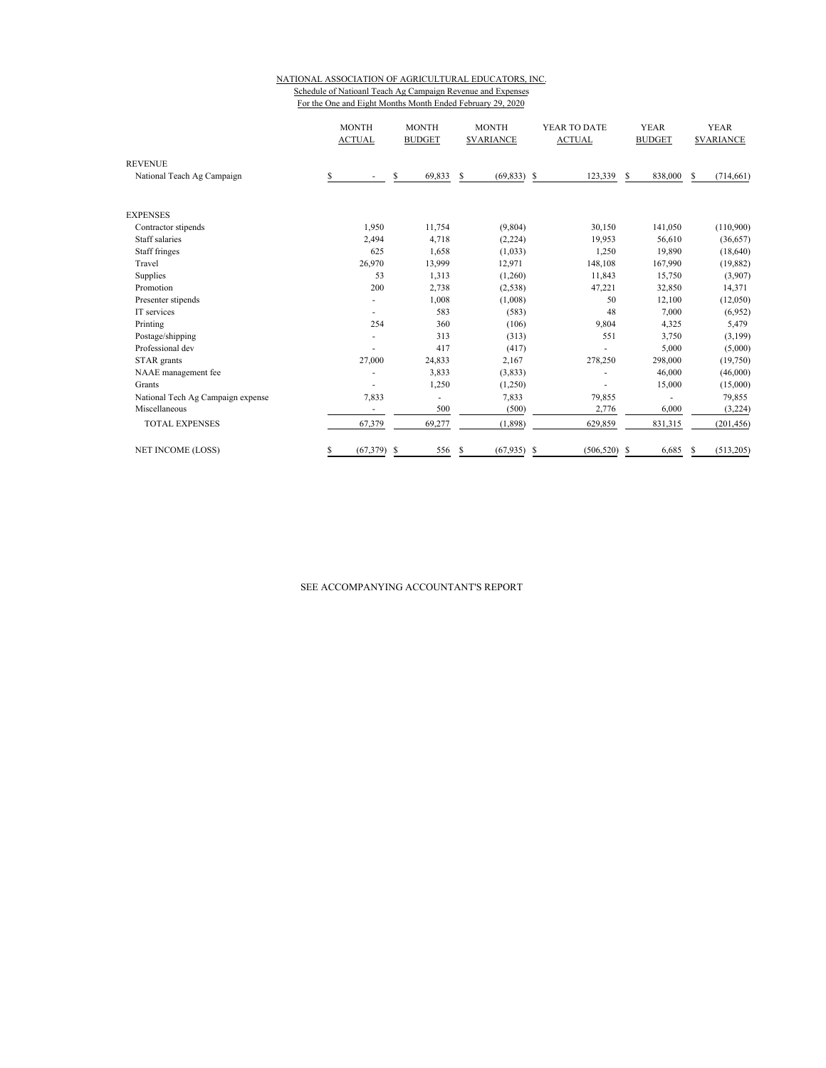NATIONAL ASSOCIATION OF AGRICULTURAL EDUCATORS, INC.
Schedule of Natioanl Teach Ag Campaign Revenue and Expenses
For the One and Eight Months Month Ended February 29, 2020

| | MONTH ACTUAL | MONTH BUDGET | MONTH $VARIANCE | YEAR TO DATE ACTUAL | YEAR BUDGET | YEAR $VARIANCE |
|---|---|---|---|---|---|---|
| REVENUE | | | | | | |
| National Teach Ag Campaign | $ - | $ 69,833 | $ (69,833) | $ 123,339 | $ 838,000 | $ (714,661) |
| EXPENSES | | | | | | |
| Contractor stipends | 1,950 | 11,754 | (9,804) | 30,150 | 141,050 | (110,900) |
| Staff salaries | 2,494 | 4,718 | (2,224) | 19,953 | 56,610 | (36,657) |
| Staff fringes | 625 | 1,658 | (1,033) | 1,250 | 19,890 | (18,640) |
| Travel | 26,970 | 13,999 | 12,971 | 148,108 | 167,990 | (19,882) |
| Supplies | 53 | 1,313 | (1,260) | 11,843 | 15,750 | (3,907) |
| Promotion | 200 | 2,738 | (2,538) | 47,221 | 32,850 | 14,371 |
| Presenter stipends | - | 1,008 | (1,008) | 50 | 12,100 | (12,050) |
| IT services | - | 583 | (583) | 48 | 7,000 | (6,952) |
| Printing | 254 | 360 | (106) | 9,804 | 4,325 | 5,479 |
| Postage/shipping | - | 313 | (313) | 551 | 3,750 | (3,199) |
| Professional dev | - | 417 | (417) | - | 5,000 | (5,000) |
| STAR grants | 27,000 | 24,833 | 2,167 | 278,250 | 298,000 | (19,750) |
| NAAE management fee | - | 3,833 | (3,833) | - | 46,000 | (46,000) |
| Grants | - | 1,250 | (1,250) | - | 15,000 | (15,000) |
| National Tech Ag Campaign expense | 7,833 | - | 7,833 | 79,855 | - | 79,855 |
| Miscellaneous | - | 500 | (500) | 2,776 | 6,000 | (3,224) |
| TOTAL EXPENSES | 67,379 | 69,277 | (1,898) | 629,859 | 831,315 | (201,456) |
| NET INCOME (LOSS) | $ (67,379) | $ 556 | $ (67,935) | $ (506,520) | $ 6,685 | $ (513,205) |

SEE ACCOMPANYING ACCOUNTANT'S REPORT